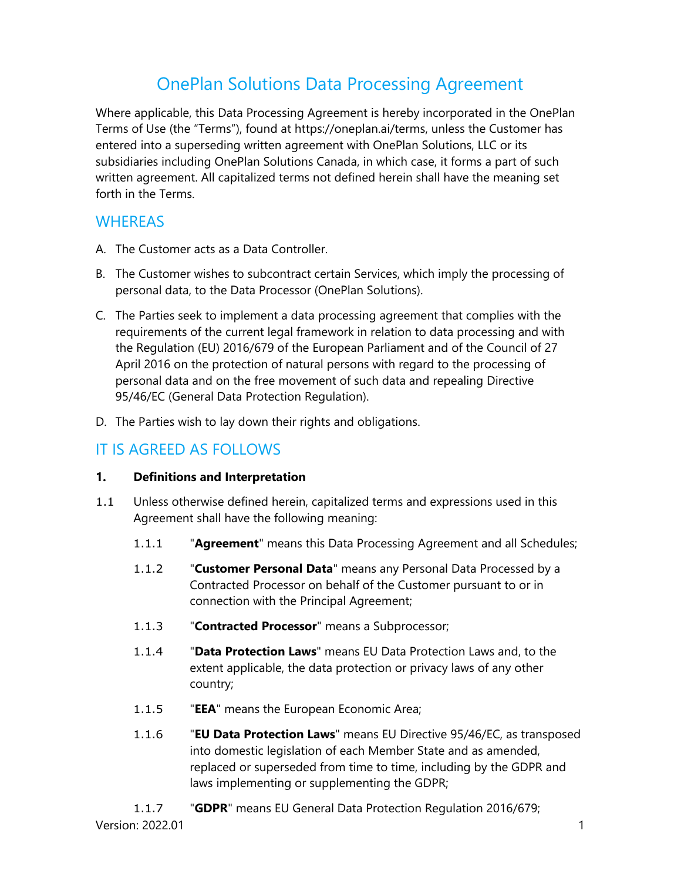# OnePlan Solutions Data Processing Agreement

Where applicable, this Data Processing Agreement is hereby incorporated in the OnePlan Terms of Use (the "Terms"), found at https://oneplan.ai/terms, unless the Customer has entered into a superseding written agreement with OnePlan Solutions, LLC or its subsidiaries including OnePlan Solutions Canada, in which case, it forms a part of such written agreement. All capitalized terms not defined herein shall have the meaning set forth in the Terms.

## WHEREAS

A. The Customer acts as a Data Controller.

B. The Customer wishes to subcontract certain Services, which imply the processing of personal data, to the Data Processor (OnePlan Solutions).

C. The Parties seek to implement a data processing agreement that complies with the requirements of the current legal framework in relation to data processing and with the Regulation (EU) 2016/679 of the European Parliament and of the Council of 27 April 2016 on the protection of natural persons with regard to the processing of personal data and on the free movement of such data and repealing Directive 95/46/EC (General Data Protection Regulation).

D. The Parties wish to lay down their rights and obligations.

## IT IS AGREED AS FOLLOWS

**1. Definitions and Interpretation**

1.1 Unless otherwise defined herein, capitalized terms and expressions used in this Agreement shall have the following meaning:

1.1.1 "**Agreement**" means this Data Processing Agreement and all Schedules;

1.1.2 "**Customer Personal Data**" means any Personal Data Processed by a Contracted Processor on behalf of the Customer pursuant to or in connection with the Principal Agreement;

1.1.3 "**Contracted Processor**" means a Subprocessor;

1.1.4 "**Data Protection Laws**" means EU Data Protection Laws and, to the extent applicable, the data protection or privacy laws of any other country;

1.1.5 "**EEA**" means the European Economic Area;

1.1.6 "**EU Data Protection Laws**" means EU Directive 95/46/EC, as transposed into domestic legislation of each Member State and as amended, replaced or superseded from time to time, including by the GDPR and laws implementing or supplementing the GDPR;

1.1.7 "**GDPR**" means EU General Data Protection Regulation 2016/679;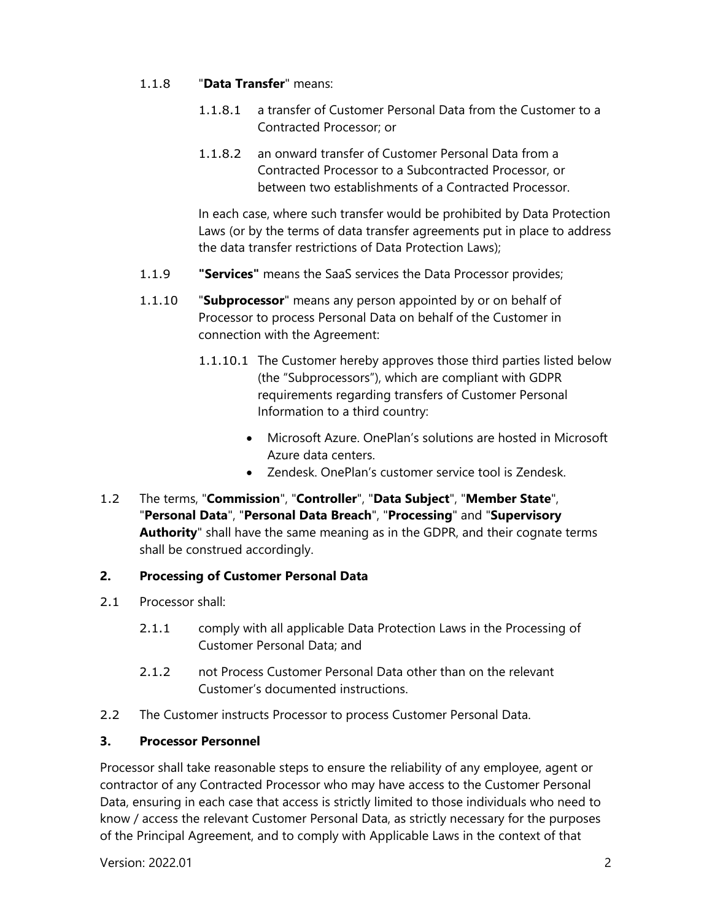1.1.8 "**Data Transfer**" means:

1.1.8.1 a transfer of Customer Personal Data from the Customer to a Contracted Processor; or

1.1.8.2 an onward transfer of Customer Personal Data from a Contracted Processor to a Subcontracted Processor, or between two establishments of a Contracted Processor.

In each case, where such transfer would be prohibited by Data Protection Laws (or by the terms of data transfer agreements put in place to address the data transfer restrictions of Data Protection Laws);

1.1.9 **"Services"** means the SaaS services the Data Processor provides;

1.1.10 "**Subprocessor**" means any person appointed by or on behalf of Processor to process Personal Data on behalf of the Customer in connection with the Agreement:

1.1.10.1 The Customer hereby approves those third parties listed below (the "Subprocessors"), which are compliant with GDPR requirements regarding transfers of Customer Personal Information to a third country:

- Microsoft Azure. OnePlan's solutions are hosted in Microsoft Azure data centers.
- Zendesk. OnePlan's customer service tool is Zendesk.

1.2 The terms, "**Commission**", "**Controller**", "**Data Subject**", "**Member State**", "**Personal Data**", "**Personal Data Breach**", "**Processing**" and "**Supervisory Authority**" shall have the same meaning as in the GDPR, and their cognate terms shall be construed accordingly.

## 2. Processing of Customer Personal Data

2.1 Processor shall:

2.1.1 comply with all applicable Data Protection Laws in the Processing of Customer Personal Data; and

2.1.2 not Process Customer Personal Data other than on the relevant Customer's documented instructions.

2.2 The Customer instructs Processor to process Customer Personal Data.

## 3. Processor Personnel

Processor shall take reasonable steps to ensure the reliability of any employee, agent or contractor of any Contracted Processor who may have access to the Customer Personal Data, ensuring in each case that access is strictly limited to those individuals who need to know / access the relevant Customer Personal Data, as strictly necessary for the purposes of the Principal Agreement, and to comply with Applicable Laws in the context of that

Version: 2022.01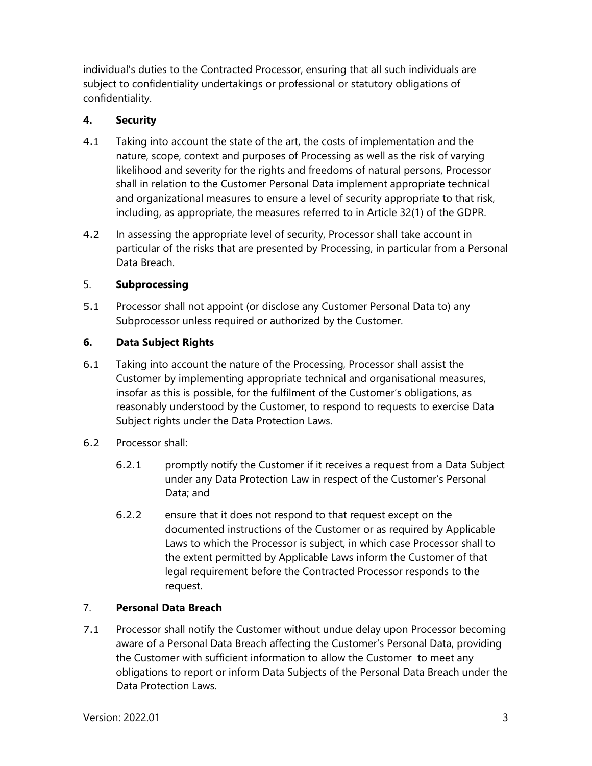individual's duties to the Contracted Processor, ensuring that all such individuals are subject to confidentiality undertakings or professional or statutory obligations of confidentiality.

## 4. Security

4.1 Taking into account the state of the art, the costs of implementation and the nature, scope, context and purposes of Processing as well as the risk of varying likelihood and severity for the rights and freedoms of natural persons, Processor shall in relation to the Customer Personal Data implement appropriate technical and organizational measures to ensure a level of security appropriate to that risk, including, as appropriate, the measures referred to in Article 32(1) of the GDPR.

4.2 In assessing the appropriate level of security, Processor shall take account in particular of the risks that are presented by Processing, in particular from a Personal Data Breach.

## 5. Subprocessing

5.1 Processor shall not appoint (or disclose any Customer Personal Data to) any Subprocessor unless required or authorized by the Customer.

## 6. Data Subject Rights

6.1 Taking into account the nature of the Processing, Processor shall assist the Customer by implementing appropriate technical and organisational measures, insofar as this is possible, for the fulfilment of the Customer's obligations, as reasonably understood by the Customer, to respond to requests to exercise Data Subject rights under the Data Protection Laws.

6.2 Processor shall:

6.2.1 promptly notify the Customer if it receives a request from a Data Subject under any Data Protection Law in respect of the Customer's Personal Data; and

6.2.2 ensure that it does not respond to that request except on the documented instructions of the Customer or as required by Applicable Laws to which the Processor is subject, in which case Processor shall to the extent permitted by Applicable Laws inform the Customer of that legal requirement before the Contracted Processor responds to the request.

## 7. Personal Data Breach

7.1 Processor shall notify the Customer without undue delay upon Processor becoming aware of a Personal Data Breach affecting the Customer's Personal Data, providing the Customer with sufficient information to allow the Customer to meet any obligations to report or inform Data Subjects of the Personal Data Breach under the Data Protection Laws.

Version: 2022.01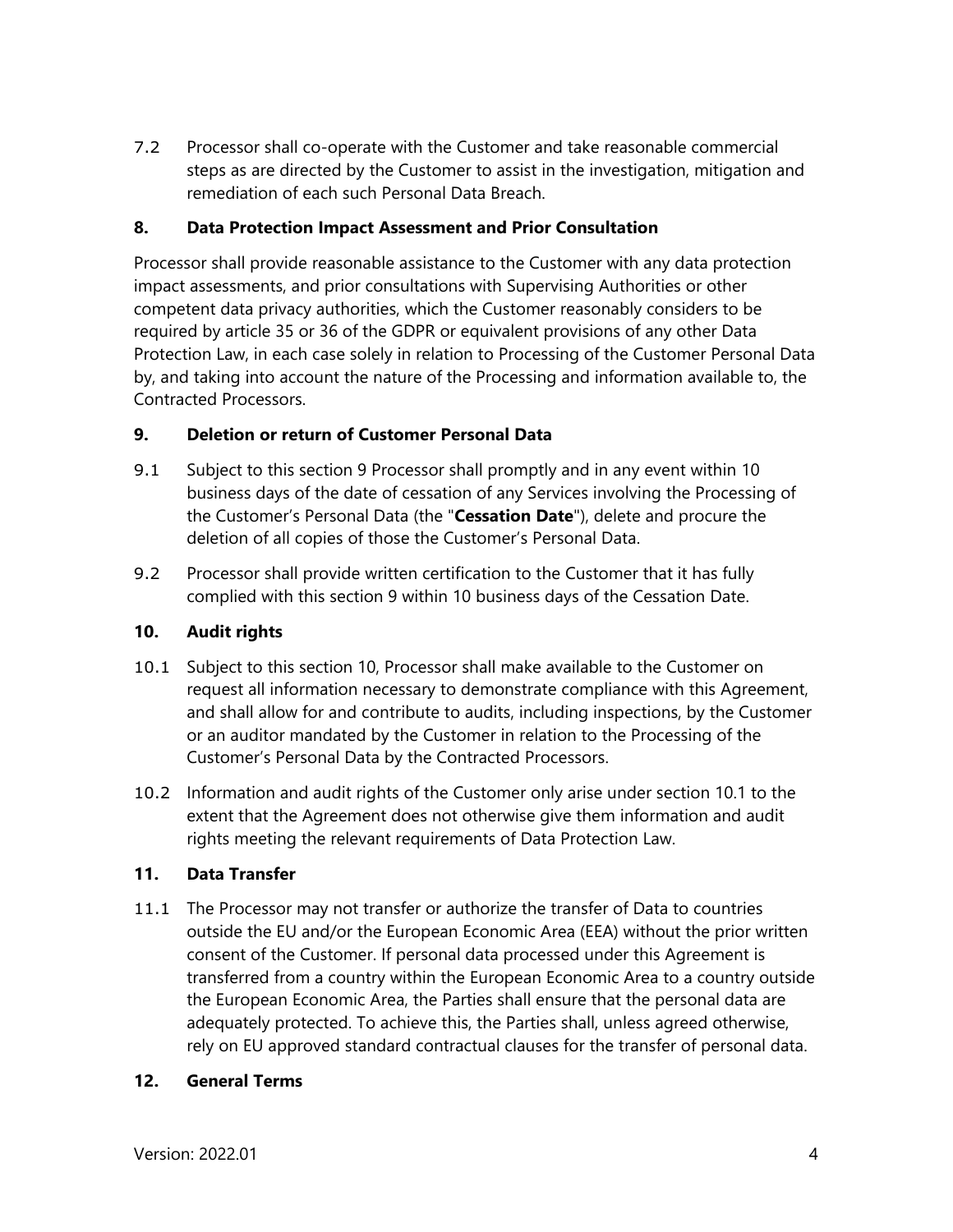7.2 Processor shall co-operate with the Customer and take reasonable commercial steps as are directed by the Customer to assist in the investigation, mitigation and remediation of each such Personal Data Breach.

## 8. Data Protection Impact Assessment and Prior Consultation

Processor shall provide reasonable assistance to the Customer with any data protection impact assessments, and prior consultations with Supervising Authorities or other competent data privacy authorities, which the Customer reasonably considers to be required by article 35 or 36 of the GDPR or equivalent provisions of any other Data Protection Law, in each case solely in relation to Processing of the Customer Personal Data by, and taking into account the nature of the Processing and information available to, the Contracted Processors.

## 9. Deletion or return of Customer Personal Data

9.1 Subject to this section 9 Processor shall promptly and in any event within 10 business days of the date of cessation of any Services involving the Processing of the Customer's Personal Data (the "**Cessation Date**"), delete and procure the deletion of all copies of those the Customer's Personal Data.

9.2 Processor shall provide written certification to the Customer that it has fully complied with this section 9 within 10 business days of the Cessation Date.

## 10. Audit rights

10.1 Subject to this section 10, Processor shall make available to the Customer on request all information necessary to demonstrate compliance with this Agreement, and shall allow for and contribute to audits, including inspections, by the Customer or an auditor mandated by the Customer in relation to the Processing of the Customer's Personal Data by the Contracted Processors.

10.2 Information and audit rights of the Customer only arise under section 10.1 to the extent that the Agreement does not otherwise give them information and audit rights meeting the relevant requirements of Data Protection Law.

## 11. Data Transfer

11.1 The Processor may not transfer or authorize the transfer of Data to countries outside the EU and/or the European Economic Area (EEA) without the prior written consent of the Customer. If personal data processed under this Agreement is transferred from a country within the European Economic Area to a country outside the European Economic Area, the Parties shall ensure that the personal data are adequately protected. To achieve this, the Parties shall, unless agreed otherwise, rely on EU approved standard contractual clauses for the transfer of personal data.

## 12. General Terms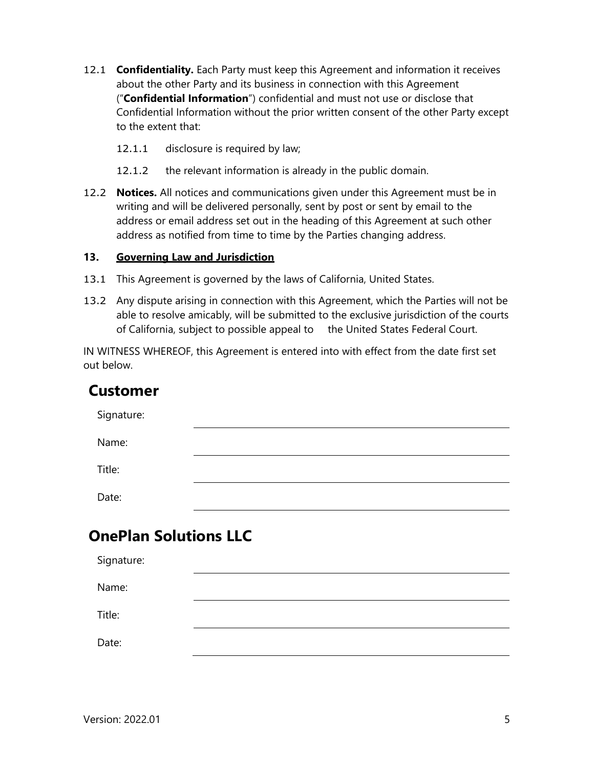12.1 **Confidentiality.** Each Party must keep this Agreement and information it receives about the other Party and its business in connection with this Agreement ("**Confidential Information**") confidential and must not use or disclose that Confidential Information without the prior written consent of the other Party except to the extent that:

12.1.1 disclosure is required by law;

12.1.2 the relevant information is already in the public domain.

12.2 **Notices.** All notices and communications given under this Agreement must be in writing and will be delivered personally, sent by post or sent by email to the address or email address set out in the heading of this Agreement at such other address as notified from time to time by the Parties changing address.

**13. Governing Law and Jurisdiction**

13.1 This Agreement is governed by the laws of California, United States.

13.2 Any dispute arising in connection with this Agreement, which the Parties will not be able to resolve amicably, will be submitted to the exclusive jurisdiction of the courts of California, subject to possible appeal to the United States Federal Court.

IN WITNESS WHEREOF, this Agreement is entered into with effect from the date first set out below.

## Customer

Signature: ____________________

Name: ____________________

Title: ____________________

Date: ____________________

## OnePlan Solutions LLC

Signature: ____________________

Name: ____________________

Title: ____________________

Date: ____________________

Version: 2022.01